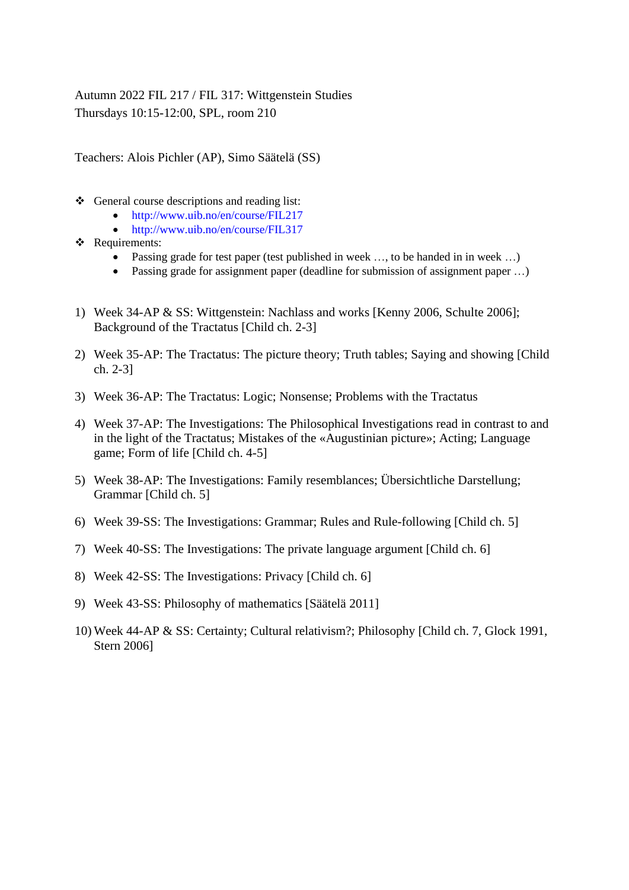Autumn 2022 FIL 217 / FIL 317: Wittgenstein Studies
Thursdays 10:15-12:00, SPL, room 210

Teachers: Alois Pichler (AP), Simo Säätelä (SS)

- General course descriptions and reading list:
  - http://www.uib.no/en/course/FIL217
  - http://www.uib.no/en/course/FIL317
- Requirements:
  - Passing grade for test paper (test published in week …, to be handed in in week …)
  - Passing grade for assignment paper (deadline for submission of assignment paper …)

1) Week 34-AP & SS: Wittgenstein: Nachlass and works [Kenny 2006, Schulte 2006]; Background of the Tractatus [Child ch. 2-3]

2) Week 35-AP: The Tractatus: The picture theory; Truth tables; Saying and showing [Child ch. 2-3]

3) Week 36-AP: The Tractatus: Logic; Nonsense; Problems with the Tractatus

4) Week 37-AP: The Investigations: The Philosophical Investigations read in contrast to and in the light of the Tractatus; Mistakes of the «Augustinian picture»; Acting; Language game; Form of life [Child ch. 4-5]

5) Week 38-AP: The Investigations: Family resemblances; Übersichtliche Darstellung; Grammar [Child ch. 5]

6) Week 39-SS: The Investigations: Grammar; Rules and Rule-following [Child ch. 5]

7) Week 40-SS: The Investigations: The private language argument [Child ch. 6]

8) Week 42-SS: The Investigations: Privacy [Child ch. 6]

9) Week 43-SS: Philosophy of mathematics [Säätelä 2011]

10) Week 44-AP & SS: Certainty; Cultural relativism?; Philosophy [Child ch. 7, Glock 1991, Stern 2006]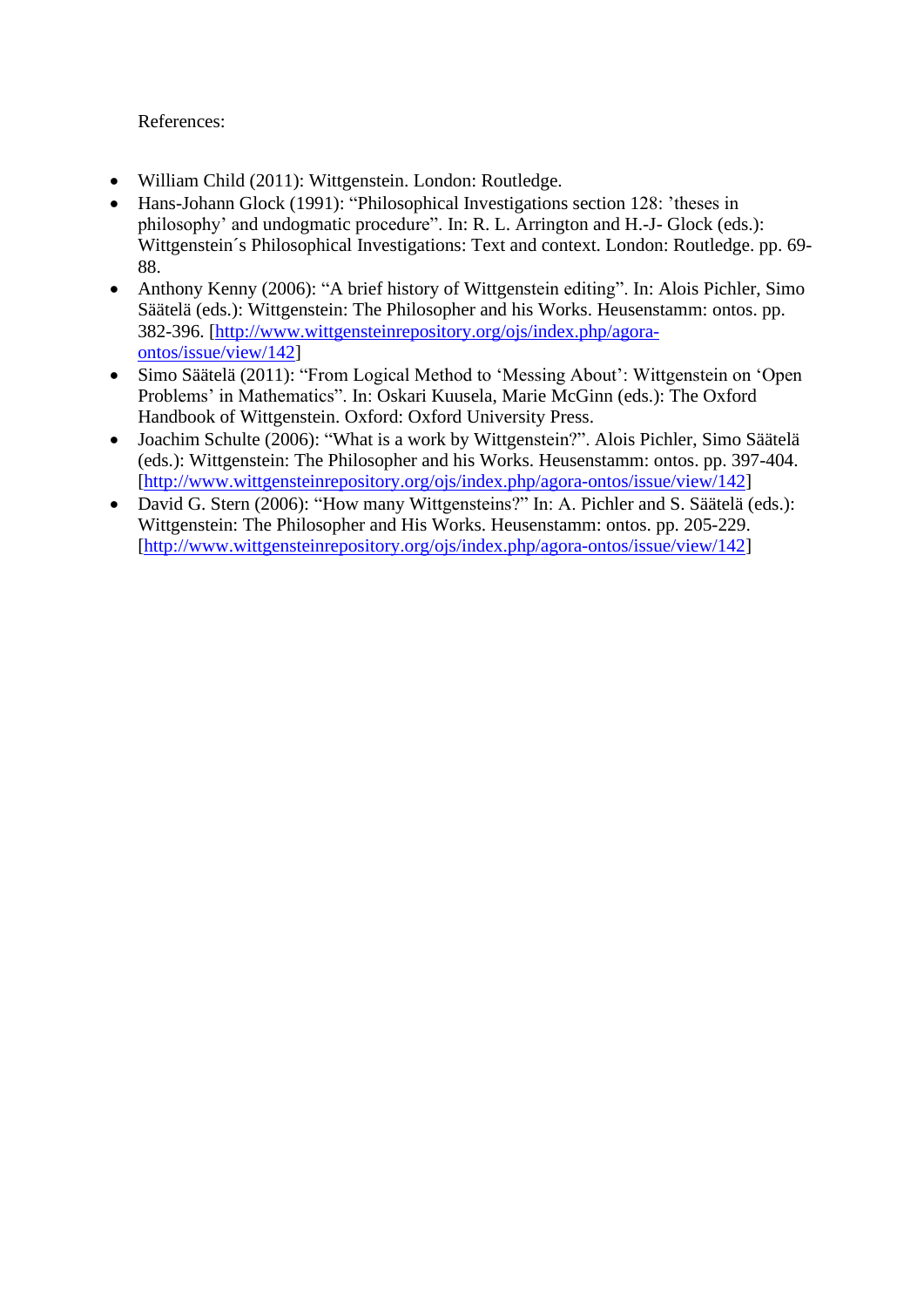References:

- William Child (2011): Wittgenstein. London: Routledge.
- Hans-Johann Glock (1991): “Philosophical Investigations section 128: ’theses in philosophy’ and undogmatic procedure”. In: R. L. Arrington and H.-J- Glock (eds.): Wittgenstein´s Philosophical Investigations: Text and context. London: Routledge. pp. 69-88.
- Anthony Kenny (2006): “A brief history of Wittgenstein editing”. In: Alois Pichler, Simo Säätelä (eds.): Wittgenstein: The Philosopher and his Works. Heusenstamm: ontos. pp. 382-396. [http://www.wittgensteinrepository.org/ojs/index.php/agora-ontos/issue/view/142]
- Simo Säätelä (2011): “From Logical Method to ‘Messing About’: Wittgenstein on ‘Open Problems’ in Mathematics”. In: Oskari Kuusela, Marie McGinn (eds.): The Oxford Handbook of Wittgenstein. Oxford: Oxford University Press.
- Joachim Schulte (2006): “What is a work by Wittgenstein?”. Alois Pichler, Simo Säätelä (eds.): Wittgenstein: The Philosopher and his Works. Heusenstamm: ontos. pp. 397-404. [http://www.wittgensteinrepository.org/ojs/index.php/agora-ontos/issue/view/142]
- David G. Stern (2006): “How many Wittgensteins?” In: A. Pichler and S. Säätelä (eds.): Wittgenstein: The Philosopher and His Works. Heusenstamm: ontos. pp. 205-229. [http://www.wittgensteinrepository.org/ojs/index.php/agora-ontos/issue/view/142]